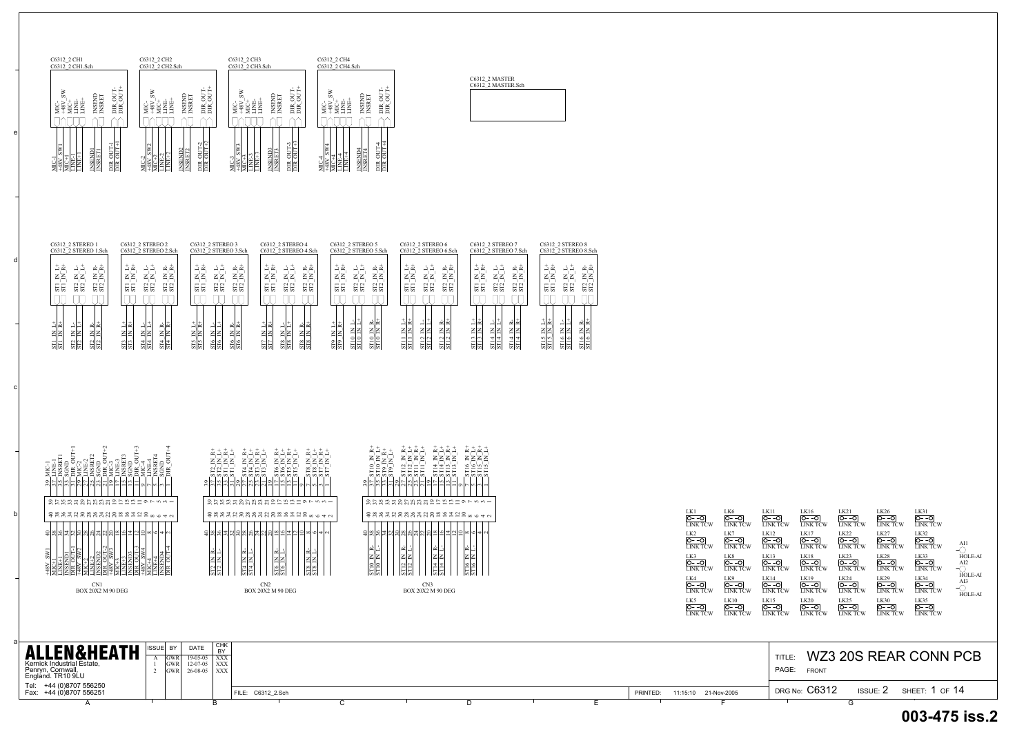C6312_2 CH1
C6312_2 CH1.Sch

MIC- | +48V_SW | MIC+ | LINE- | LINE+ | INSEND | INSRET | DIR_OUT- | DIR_OUT+

MIC-1 | +48V_SW1 | MIC+1 | LINE-1 | LINE+1 | INSEND1 | INSRET1 | DIR_OUT-1 | DIR_OUT+1

C6312_2 CH2
C6312_2 CH2.Sch

MIC- | +48V_SW | MIC+ | LINE- | LINE+ | INSEND | INSRET | DIR_OUT- | DIR_OUT+

MIC-2 | +48V_SW2 | MIC+2 | LINE-2 | LINE+2 | INSEND2 | INSRET2 | DIR_OUT-2 | DIR_OUT+2

C6312_2 CH3
C6312_2 CH3.Sch

MIC- | +48V_SW | MIC+ | LINE- | LINE+ | INSEND | INSRET | DIR_OUT- | DIR_OUT+

MIC-3 | +48V_SW3 | MIC+3 | LINE-3 | LINE+3 | INSEND3 | INSRET3 | DIR_OUT-3 | DIR_OUT+3

C6312_2 CH4
C6312_2 CH4.Sch

MIC- | +48V_SW | MIC+ | LINE- | LINE+ | INSEND | INSRET | DIR_OUT- | DIR_OUT+

MIC-4 | +48V_SW4 | MIC+4 | LINE-4 | LINE+4 | INSEND4 | INSRET4 | DIR_OUT-4 | DIR_OUT+4

C6312_2 MASTER
C6312_2 MASTER.Sch

C6312_2 STEREO 1 — C6312_2 STEREO 1.Sch: ST1_IN_L+ → ST1_IN_L+, ST1_IN_R+ → ST1_IN_R+, ST2_IN_L- → ST2_IN_L-, ST2_IN_L+ → ST2_IN_L+, ST2_IN_R- → ST2_IN_R-, ST2_IN_R+ → ST2_IN_R+

C6312_2 STEREO 2 — C6312_2 STEREO 2.Sch: ST3_IN_L+, ST3_IN_R+, ST4_IN_L-, ST4_IN_L+, ST4_IN_R-, ST4_IN_R+

C6312_2 STEREO 3 — C6312_2 STEREO 3.Sch: ST5_IN_L+, ST5_IN_R+, ST6_IN_L-, ST6_IN_L+, ST6_IN_R-, ST6_IN_R+

C6312_2 STEREO 4 — C6312_2 STEREO 4.Sch: ST7_IN_L+, ST7_IN_R+, ST8_IN_L-, ST8_IN_L+, ST8_IN_R-, ST8_IN_R+

C6312_2 STEREO 5 — C6312_2 STEREO 5.Sch: ST9_IN_L+, ST9_IN_R+, ST10_IN_L-, ST10_IN_L+, ST10_IN_R-, ST10_IN_R+

C6312_2 STEREO 6 — C6312_2 STEREO 6.Sch: ST11_IN_L+, ST11_IN_R+, ST12_IN_L-, ST12_IN_L+, ST12_IN_R-, ST12_IN_R+

C6312_2 STEREO 7 — C6312_2 STEREO 7.Sch: ST13_IN_L+, ST13_IN_R+, ST14_IN_L-, ST14_IN_L+, ST14_IN_R-, ST14_IN_R+

C6312_2 STEREO 8 — C6312_2 STEREO 8.Sch: ST15_IN_L+, ST15_IN_R+, ST16_IN_L-, ST16_IN_L+, ST16_IN_R-, ST16_IN_R+

CN1
BOX 20X2 M 90 DEG

| Pin | Signal | Pin | Signal |
|---|---|---|---|
| 40 | +48V_SW1 | 39 | MIC-1 |
| 38 | MIC+1 | 37 | LINE-1 |
| 36 | LINE+1 | 35 | INSRET1 |
| 34 | INSEND1 | 33 | SGND |
| 32 | DIR_OUT-1 | 31 | DIR_OUT+1 |
| 30 | +48V_SW2 | 29 | MIC-2 |
| 28 | MIC+2 | 27 | LINE-2 |
| 26 | LINE+2 | 25 | INSRET2 |
| 24 | INSEND2 | 23 | SGND |
| 22 | DIR_OUT-2 | 21 | DIR_OUT+2 |
| 20 | +48V_SW3 | 19 | MIC-3 |
| 18 | MIC+3 | 17 | LINE-3 |
| 16 | LINE+3 | 15 | INSRET3 |
| 14 | INSEND3 | 13 | SGND |
| 12 | DIR_OUT-3 | 11 | DIR_OUT+3 |
| 10 | +48V_SW4 | 9 | MIC-4 |
| 8 | MIC+4 | 7 | LINE-4 |
| 6 | LINE+4 | 5 | INSRET4 |
| 4 | INSEND4 | 3 | SGND |
| 2 | DIR_OUT-4 | 1 | DIR_OUT+4 |

CN2
BOX 20X2 M 90 DEG

| Pin | Signal | Pin | Signal |
|---|---|---|---|
| 40 | | 39 | |
| 38 | ST2_IN_R- | 37 | ST2_IN_R+ |
| 36 | ST2_IN_L- | 35 | ST2_IN_L+ |
| 34 | | 33 | ST1_IN_R+ |
| 32 | | 31 | ST1_IN_L+ |
| 30 | | 29 | |
| 28 | ST4_IN_R- | 27 | ST4_IN_R+ |
| 26 | ST4_IN_L- | 25 | ST4_IN_L+ |
| 24 | | 23 | ST3_IN_R+ |
| 22 | | 21 | ST3_IN_L+ |
| 20 | | 19 | |
| 18 | ST6_IN_R- | 17 | ST6_IN_R+ |
| 16 | ST6_IN_L- | 15 | ST6_IN_L+ |
| 14 | | 13 | ST5_IN_R+ |
| 12 | | 11 | ST5_IN_L+ |
| 10 | | 9 | |
| 8 | ST8_IN_R- | 7 | ST8_IN_R+ |
| 6 | ST8_IN_L- | 5 | ST8_IN_L+ |
| 4 | | 3 | ST7_IN_R+ |
| 2 | | 1 | ST7_IN_L+ |

CN3
BOX 20X2 M 90 DEG

| Pin | Signal | Pin | Signal |
|---|---|---|---|
| 40 | | 39 | |
| 38 | ST10_IN_R- | 37 | ST10_IN_R+ |
| 36 | ST10_IN_L- | 35 | ST10_IN_L+ |
| 34 | | 33 | ST9_IN_R+ |
| 32 | | 31 | ST9_IN_L+ |
| 30 | | 29 | |
| 28 | ST12_IN_R- | 27 | ST12_IN_R+ |
| 26 | ST12_IN_L- | 25 | ST12_IN_L+ |
| 24 | | 23 | ST11_IN_R+ |
| 22 | | 21 | ST11_IN_L+ |
| 20 | | 19 | |
| 18 | ST14_IN_R- | 17 | ST14_IN_R+ |
| 16 | ST14_IN_L- | 15 | ST14_IN_L+ |
| 14 | | 13 | ST13_IN_R+ |
| 12 | | 11 | ST13_IN_L+ |
| 10 | | 9 | |
| 8 | ST16_IN_R- | 7 | ST16_IN_R+ |
| 6 | ST16_IN_L- | 5 | ST16_IN_L+ |
| 4 | | 3 | ST15_IN_R+ |
| 2 | | 1 | ST15_IN_L+ |

| | | | | | | |
|---|---|---|---|---|---|---|
| LK1 LINK TCW | LK6 LINK TCW | LK11 LINK TCW | LK16 LINK TCW | LK21 LINK TCW | LK26 LINK TCW | LK31 LINK TCW |
| LK2 LINK TCW | LK7 LINK TCW | LK12 LINK TCW | LK17 LINK TCW | LK22 LINK TCW | LK27 LINK TCW | LK32 LINK TCW |
| LK3 LINK TCW | LK8 LINK TCW | LK13 LINK TCW | LK18 LINK TCW | LK23 LINK TCW | LK28 LINK TCW | LK33 LINK TCW |
| LK4 LINK TCW | LK9 LINK TCW | LK14 LINK TCW | LK19 LINK TCW | LK24 LINK TCW | LK29 LINK TCW | LK34 LINK TCW |
| LK5 LINK TCW | LK10 LINK TCW | LK15 LINK TCW | LK20 LINK TCW | LK25 LINK TCW | LK30 LINK TCW | LK35 LINK TCW |

AI1 HOLE-AI
AI2 HOLE-AI
AI3 HOLE-AI

**ALLEN&HEATH**
Kernick Industrial Estate,
Penryn, Cornwall,
England. TR10 9LU
Tel: +44 (0)8707 556250
Fax: +44 (0)8707 556251

| ISSUE | BY | DATE | CHK BY |
|---|---|---|---|
| A | GWR | 19-05-05 | XXX |
| 1 | GWR | 12-07-05 | XXX |
| 2 | GWR | 26-08-05 | XXX |

FILE: C6312_2.Sch

PRINTED: 11:15:10 21-Nov-2005

TITLE: WZ3 20S REAR CONN PCB
PAGE: FRONT
DRG No: C6312 ISSUE: 2 SHEET: 1 OF 14

**003-475 iss.2**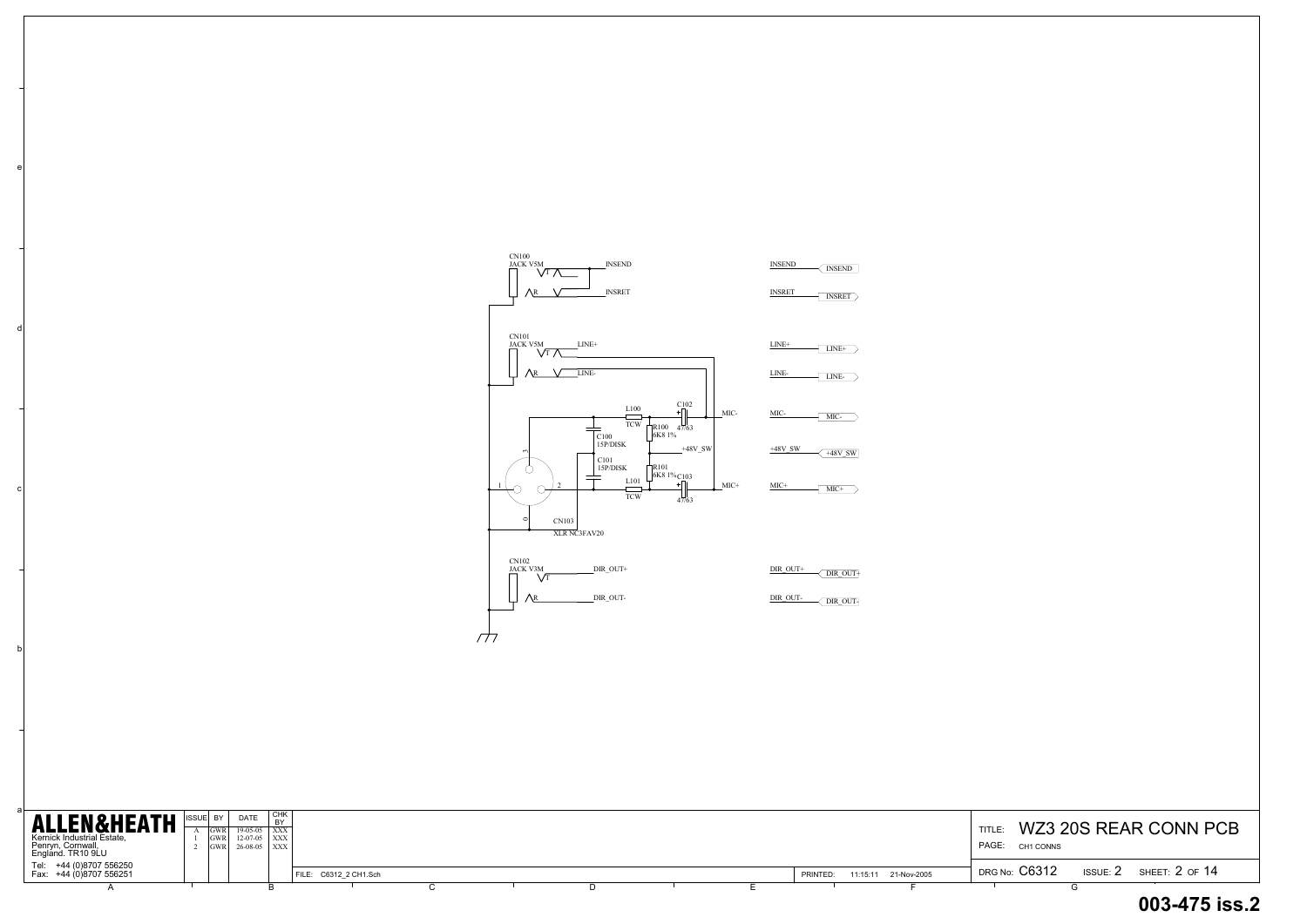CN100
JACK V5M
T
R
INSEND
INSRET

CN101
JACK V5M
T
R
LINE+
LINE-

L100
TCW
C102
47/63
MIC-

C100
15P/DISK
R100
6K8 1%
+48V_SW

C101
15P/DISK
R101
6K8 1%
C103
47/63
L101
TCW
MIC+

1 2 3 0
CN103
XLR NC3FAV20

CN102
JACK V3M
T
R
DIR_OUT+
DIR_OUT-

INSEND — INSEND
INSRET — INSRET
LINE+ — LINE+
LINE- — LINE-
MIC- — MIC-
+48V_SW — +48V_SW
MIC+ — MIC+
DIR_OUT+ — DIR_OUT+
DIR_OUT- — DIR_OUT-

**ALLEN&HEATH**
Kernick Industrial Estate,
Penryn, Cornwall,
England. TR10 9LU
Tel: +44 (0)8707 556250
Fax: +44 (0)8707 556251

| ISSUE | BY | DATE | CHK BY |
|---|---|---|---|
| A | GWR | 19-05-05 | XXX |
| 1 | GWR | 12-07-05 | XXX |
| 2 | GWR | 26-08-05 | XXX |

FILE: C6312_2 CH1.Sch
PRINTED: 11:15:11 21-Nov-2005

TITLE: WZ3 20S REAR CONN PCB
PAGE: CH1 CONNS
DRG No: C6312 ISSUE: 2 SHEET: 2 OF 14

003-475 iss.2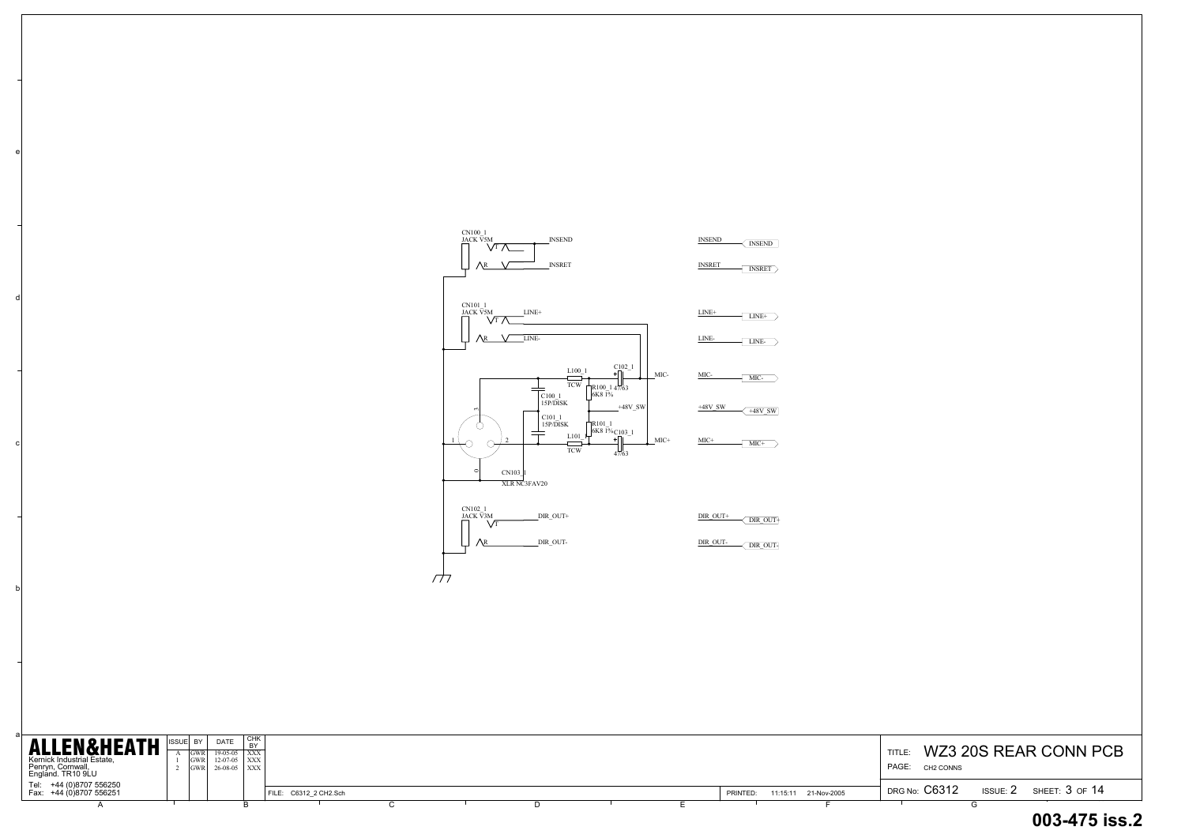CN100_1
JACK V5M

T INSEND
R INSRET

INSEND — INSEND
INSRET — INSRET

CN101_1
JACK V5M

T LINE+
R LINE-

LINE+ — LINE+
LINE- — LINE-

L100_1 TCW
C102_1 47/63
MIC-
R100_1 6K8 1%
C100_1 15P/DISK
+48V_SW
C101_1 15P/DISK
R101_1 6K8 1%
C103_1 47/63
L101_1 TCW
MIC+

CN103_1
XLR NC3FAV20

MIC- — MIC-
+48V_SW — +48V_SW
MIC+ — MIC+

CN102_1
JACK V3M

T DIR_OUT+
R DIR_OUT-

DIR_OUT+ — DIR_OUT+
DIR_OUT- — DIR_OUT-

**ALLEN&HEATH**
Kernick Industrial Estate,
Penryn, Cornwall,
England. TR10 9LU
Tel: +44 (0)8707 556250
Fax: +44 (0)8707 556251

| ISSUE | BY | DATE | CHK BY |
|---|---|---|---|
| A | GWR | 19-05-05 | XXX |
| 1 | GWR | 12-07-05 | XXX |
| 2 | GWR | 26-08-05 | XXX |

FILE: C6312_2 CH2.Sch

PRINTED: 11:15:11 21-Nov-2005

TITLE: WZ3 20S REAR CONN PCB
PAGE: CH2 CONNS
DRG No: C6312 ISSUE: 2 SHEET: 3 OF 14

003-475 iss.2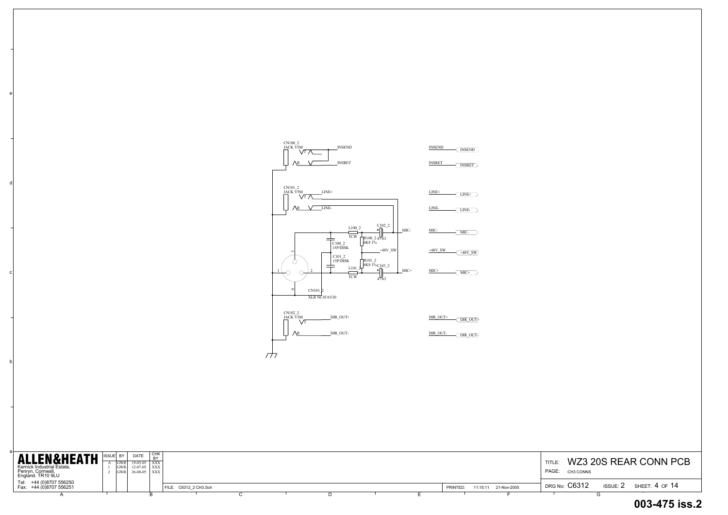CN100_2
JACK V5M
T
R
INSEND
INSRET

CN101_2
JACK V5M
T
R
LINE+
LINE-

L100_2
TCW
C102_2
47/63
R100_2
6K8 1%
C100_2
15P/DISK
C101_2
15P/DISK
R101_2
6K8 1%
C103_2
47/63
L101_2
TCW
+48V_SW
MIC-
MIC+

CN103_2
XLR NC3FAV20

CN102_2
JACK V3M
T
R
DIR_OUT+
DIR_OUT-

INSEND — INSEND
INSRET — INSRET
LINE+ — LINE+
LINE- — LINE-
MIC- — MIC-
+48V_SW — +48V_SW
MIC+ — MIC+
DIR_OUT+ — DIR_OUT+
DIR_OUT- — DIR_OUT-

**ALLEN&HEATH**
Kernick Industrial Estate,
Penryn, Cornwall,
England. TR10 9LU
Tel: +44 (0)8707 556250
Fax: +44 (0)8707 556251

| ISSUE | BY | DATE | CHK BY |
|---|---|---|---|
| A | GWR | 19-05-05 | XXX |
| 1 | GWR | 12-07-05 | XXX |
| 2 | GWR | 26-08-05 | XXX |

FILE: C6312_2 CH3.Sch
PRINTED: 11:15:11 21-Nov-2005

TITLE: WZ3 20S REAR CONN PCB
PAGE: CH3 CONNS
DRG No: C6312 ISSUE: 2 SHEET: 4 OF 14

**003-475 iss.2**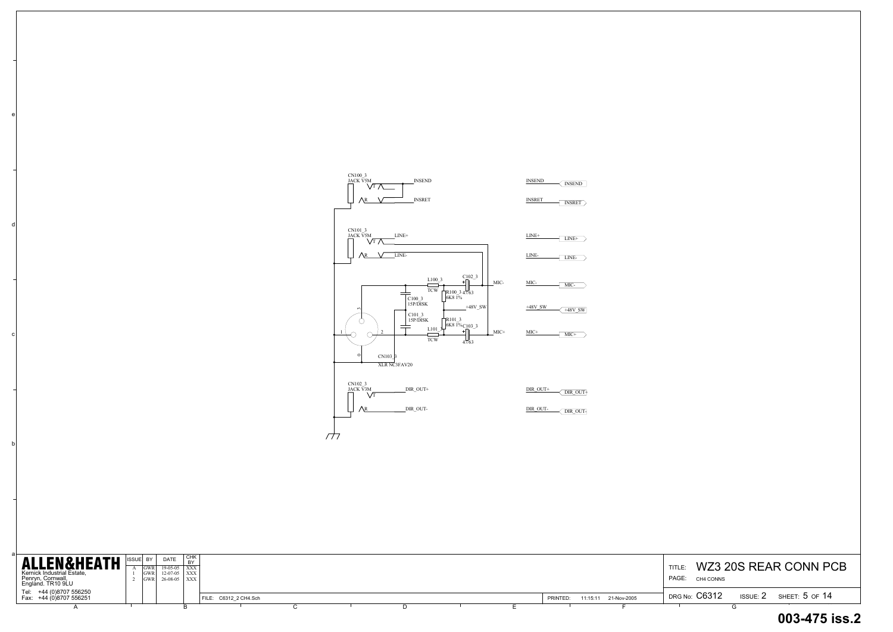CN100_3
JACK V5M

INSEND

INSRET

CN101_3
JACK V5M

LINE+

LINE-

L100_3
TCW

C102_3
47/63

MIC-

R100_3
6K8 1%

C100_3
15P/DISK

+48V_SW

C101_3
15P/DISK

R101_3
6K8 1%

C103_3

L101_3
TCW

47/63

MIC+

CN103_3
XLR NC3FAV20

CN102_3
JACK V3M

DIR_OUT+

DIR_OUT-

INSEND — INSEND
INSRET — INSRET
LINE+ — LINE+
LINE- — LINE-
MIC- — MIC-
+48V_SW — +48V_SW
MIC+ — MIC+
DIR_OUT+ — DIR_OUT+
DIR_OUT- — DIR_OUT-

**ALLEN&HEATH**
Kernick Industrial Estate,
Penryn, Cornwall,
England. TR10 9LU
Tel: +44 (0)8707 556250
Fax: +44 (0)8707 556251

| ISSUE | BY | DATE | CHK BY |
|---|---|---|---|
| A | GWR | 19-05-05 | XXX |
| 1 | GWR | 12-07-05 | XXX |
| 2 | GWR | 26-08-05 | XXX |

FILE: C6312_2 CH4.Sch

PRINTED: 11:15:11 21-Nov-2005

TITLE: WZ3 20S REAR CONN PCB
PAGE: CH4 CONNS

DRG No: C6312 ISSUE: 2 SHEET: 5 OF 14

003-475 iss.2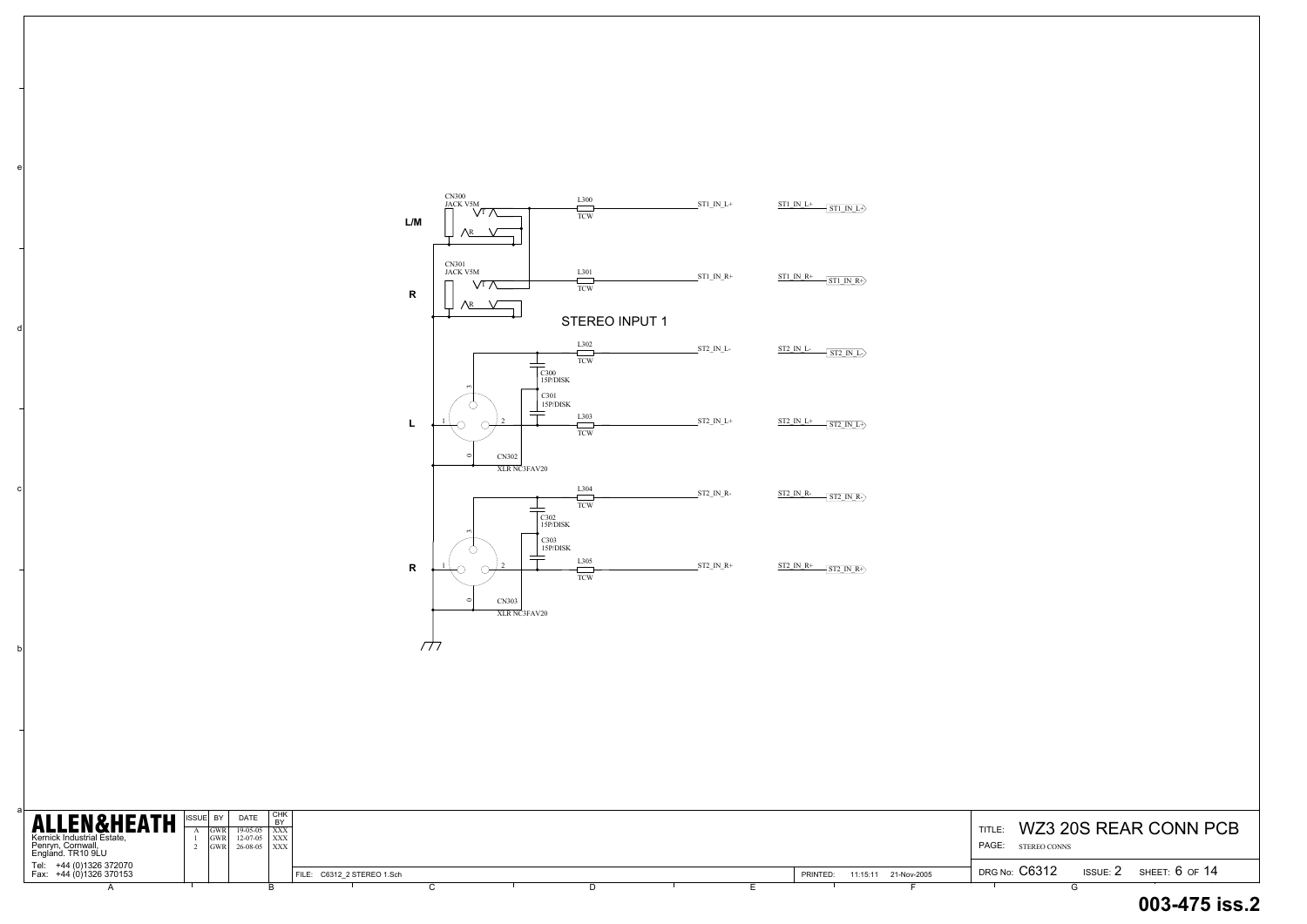## STEREO INPUT 1

L/M

CN300
JACK V5M

R

CN301
JACK V5M

L

CN302
XLR NC3FAV20

R

CN303
XLR NC3FAV20

| Component | Value | Net | Port |
|---|---|---|---|
| L300 | TCW | ST1_IN_L+ | ST1_IN_L+ |
| L301 | TCW | ST1_IN_R+ | ST1_IN_R+ |
| L302 | TCW | ST2_IN_L- | ST2_IN_L- |
| L303 | TCW | ST2_IN_L+ | ST2_IN_L+ |
| L304 | TCW | ST2_IN_R- | ST2_IN_R- |
| L305 | TCW | ST2_IN_R+ | ST2_IN_R+ |

C300 15P/DISK
C301 15P/DISK
C302 15P/DISK
C303 15P/DISK

**ALLEN&HEATH**
Kernick Industrial Estate,
Penryn, Cornwall,
England. TR10 9LU
Tel: +44 (0)1326 372070
Fax: +44 (0)1326 370153

| ISSUE | BY | DATE | CHK BY |
|---|---|---|---|
| A | GWR | 19-05-05 | XXX |
| 1 | GWR | 12-07-05 | XXX |
| 2 | GWR | 26-08-05 | XXX |

FILE: C6312_2 STEREO 1.Sch

PRINTED: 11:15:11 21-Nov-2005

TITLE: WZ3 20S REAR CONN PCB

PAGE: STEREO CONNS

DRG No: C6312 ISSUE: 2 SHEET: 6 OF 14

**003-475 iss.2**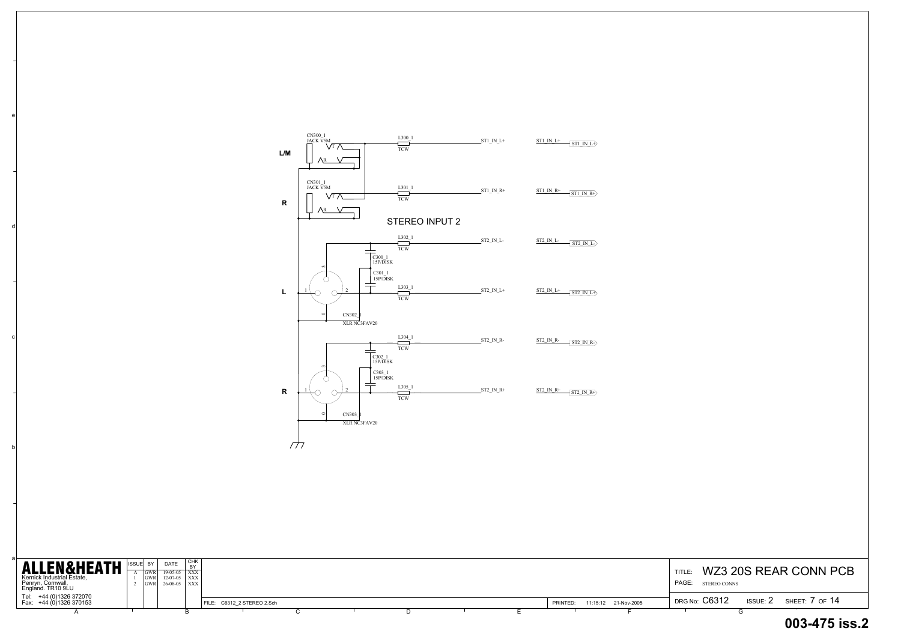L/M

CN300_1
JACK V5M

L300_1
TCW

ST1_IN_L+

ST1_IN_L+

ST1_IN_L+

R

CN301_1
JACK V5M

L301_1
TCW

ST1_IN_R+

ST1_IN_R+

ST1_IN_R+

STEREO INPUT 2

L302_1
TCW

ST2_IN_L-

ST2_IN_L-

ST2_IN_L-

C300_1
15P/DISK

C301_1
15P/DISK

L

L303_1
TCW

ST2_IN_L+

ST2_IN_L+

ST2_IN_L+

CN302_1
XLR NC3FAV20

L304_1
TCW

ST2_IN_R-

ST2_IN_R-

ST2_IN_R-

C302_1
15P/DISK

C303_1
15P/DISK

R

L305_1
TCW

ST2_IN_R+

ST2_IN_R+

ST2_IN_R+

CN303_1
XLR NC3FAV20

**ALLEN&HEATH**
Kernick Industrial Estate,
Penryn, Cornwall,
England. TR10 9LU
Tel: +44 (0)1326 372070
Fax: +44 (0)1326 370153

| ISSUE | BY | DATE | CHK BY |
| --- | --- | --- | --- |
| A | GWR | 19-05-05 | XXX |
| 1 | GWR | 12-07-05 | XXX |
| 2 | GWR | 26-08-05 | XXX |

FILE: C6312_2 STEREO 2.Sch

PRINTED: 11:15:12 21-Nov-2005

TITLE: WZ3 20S REAR CONN PCB

PAGE: STEREO CONNS

DRG No: C6312 ISSUE: 2 SHEET: 7 OF 14

003-475 iss.2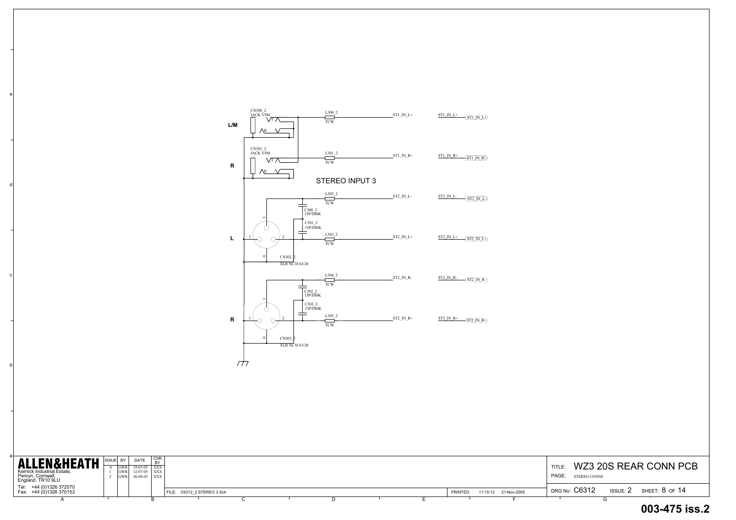**STEREO INPUT 3**

L/M

CN300_2
JACK V5M

L300_2
TCW

ST1_IN_L+

ST1_IN_L+

R

CN301_2
JACK V5M

L301_2
TCW

ST1_IN_R+

ST1_IN_R+

L302_2
TCW

ST2_IN_L-

ST2_IN_L-

C300_2
15P/DISK

C301_2
15P/DISK

L

L303_2
TCW

ST2_IN_L+

ST2_IN_L+

CN302_2
XLR NC3FAV20

L304_2
TCW

ST2_IN_R-

ST2_IN_R-

C302_2
15P/DISK

C303_2
15P/DISK

R

L305_2
TCW

ST2_IN_R+

ST2_IN_R+

CN303_2
XLR NC3FAV20

**ALLEN&HEATH**
Kernick Industrial Estate,
Penryn, Cornwall,
England. TR10 9LU
Tel: +44 (0)1326 372070
Fax: +44 (0)1326 370153

| ISSUE | BY | DATE | CHK BY |
|---|---|---|---|
| A | GWR | 19-05-05 | XXX |
| 1 | GWR | 12-07-05 | XXX |
| 2 | GWR | 26-08-05 | XXX |

FILE: C6312_2 STEREO 3.Sch

PRINTED: 11:15:12 21-Nov-2005

TITLE: WZ3 20S REAR CONN PCB
PAGE: STEREO CONNS

DRG No: C6312 ISSUE: 2 SHEET: 8 OF 14

**003-475 iss.2**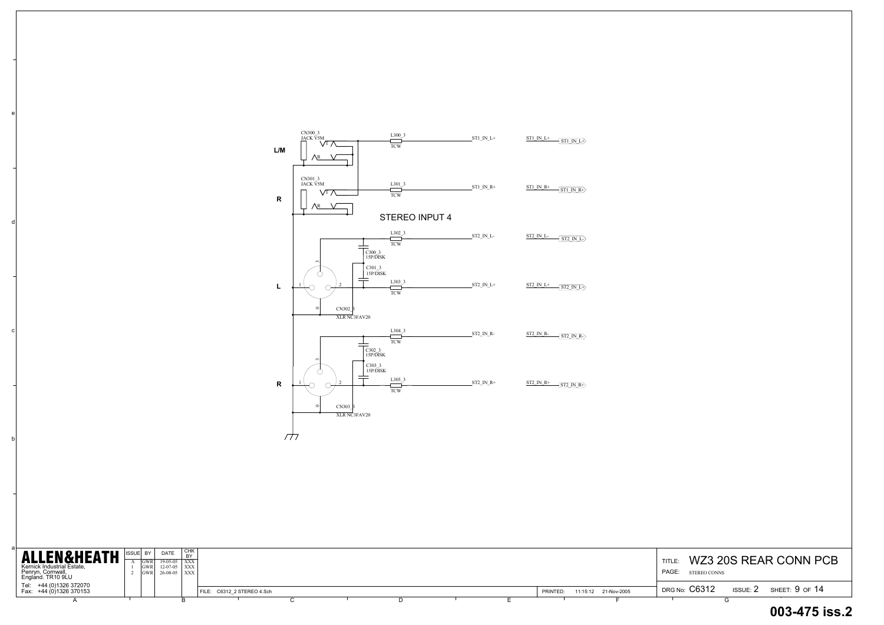## STEREO INPUT 4

L/M

CN300_3
JACK V5M

T

R

L300_3
TCW

ST1_IN_L+

ST1_IN_L+

ST1_IN_L+

R

CN301_3
JACK V5M

T

R

L301_3
TCW

ST1_IN_R+

ST1_IN_R+

ST1_IN_R+

L302_3
TCW

ST2_IN_L-

ST2_IN_L-

ST2_IN_L-

C300_3
15P/DISK

C301_3
15P/DISK

L

1 2 3 0

L303_3
TCW

ST2_IN_L+

ST2_IN_L+

ST2_IN_L+

CN302_3
XLR NC3FAV20

L304_3
TCW

ST2_IN_R-

ST2_IN_R-

ST2_IN_R-

C302_3
15P/DISK

C303_3
15P/DISK

R

1 2 3 0

L305_3
TCW

ST2_IN_R+

ST2_IN_R+

ST2_IN_R+

CN303_3
XLR NC3FAV20

**ALLEN&HEATH**

Kernick Industrial Estate,
Penryn, Cornwall,
England. TR10 9LU

Tel: +44 (0)1326 372070
Fax: +44 (0)1326 370153

| ISSUE | BY | DATE | CHK BY |
|---|---|---|---|
| A | GWR | 19-05-05 | XXX |
| 1 | GWR | 12-07-05 | XXX |
| 2 | GWR | 26-08-05 | XXX |

FILE: C6312_2 STEREO 4.Sch

PRINTED: 11:15:12 21-Nov-2005

TITLE: WZ3 20S REAR CONN PCB

PAGE: STEREO CONNS

DRG No: C6312 ISSUE: 2 SHEET: 9 OF 14

**003-475 iss.2**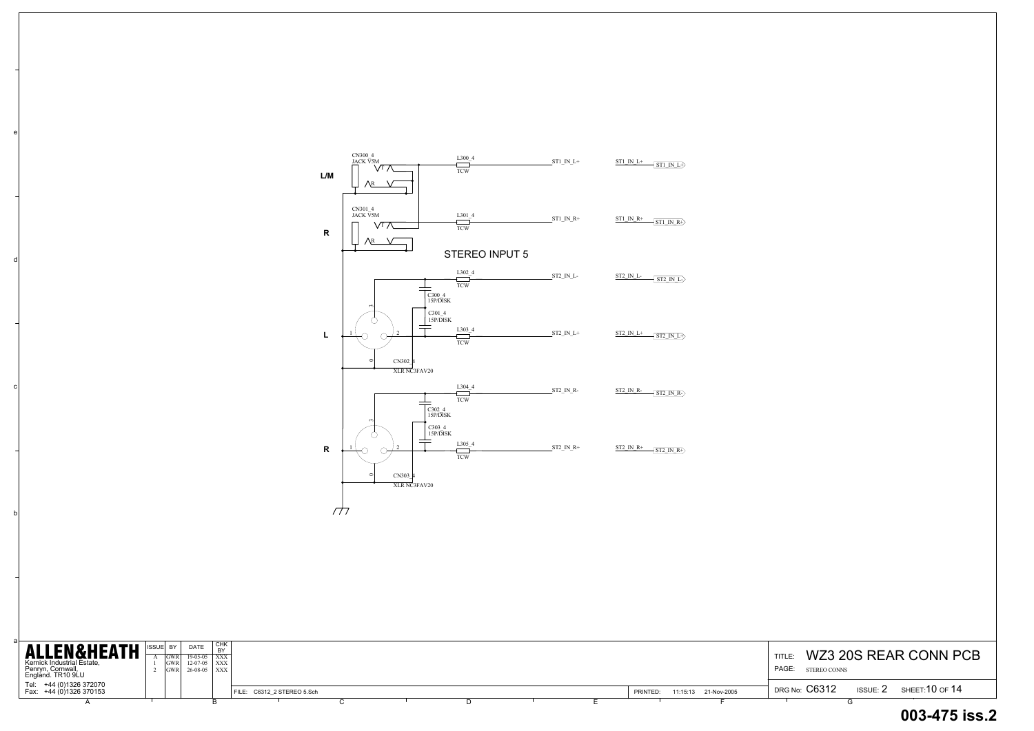## STEREO INPUT 5

**L/M**

CN300_4
JACK V5M

T
R

L300_4
TCW

ST1_IN_L+

ST1_IN_L+ ST1_IN_L+

**R**

CN301_4
JACK V5M

T
R

L301_4
TCW

ST1_IN_R+

ST1_IN_R+ ST1_IN_R+

**L**

CN302_4
XLR NC3FAV20

1 2 3 0

C300_4
15P/DISK

C301_4
15P/DISK

L302_4
TCW

ST2_IN_L-

ST2_IN_L- ST2_IN_L-

L303_4
TCW

ST2_IN_L+

ST2_IN_L+ ST2_IN_L+

**R**

CN303_4
XLR NC3FAV20

1 2 3 0

C302_4
15P/DISK

C303_4
15P/DISK

L304_4
TCW

ST2_IN_R-

ST2_IN_R- ST2_IN_R-

L305_4
TCW

ST2_IN_R+

ST2_IN_R+ ST2_IN_R+

---

**ALLEN&HEATH**

Kernick Industrial Estate,
Penryn, Cornwall,
England. TR10 9LU

Tel: +44 (0)1326 372070
Fax: +44 (0)1326 370153

| ISSUE | BY | DATE | CHK BY |
|---|---|---|---|
| A | GWR | 19-05-05 | XXX |
| 1 | GWR | 12-07-05 | XXX |
| 2 | GWR | 26-08-05 | XXX |

FILE: C6312_2 STEREO 5.Sch

PRINTED: 11:15:13 21-Nov-2005

TITLE: WZ3 20S REAR CONN PCB

PAGE: STEREO CONNS

DRG No: C6312 ISSUE: 2 SHEET: 10 OF 14

**003-475 iss.2**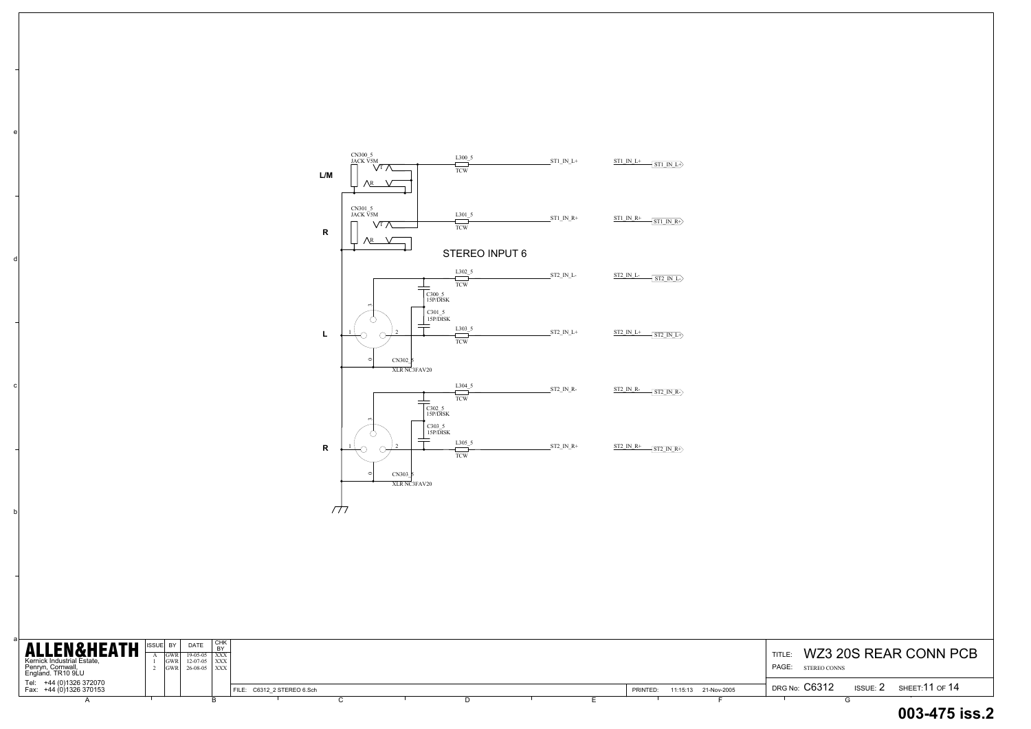## STEREO INPUT 6

L/M

CN300_5
JACK V5M

T

R

L300_5
TCW

ST1_IN_L+

ST1_IN_L+ ST1_IN_L+

R

CN301_5
JACK V5M

T

R

L301_5
TCW

ST1_IN_R+

ST1_IN_R+ ST1_IN_R+

L302_5
TCW

ST2_IN_L-

ST2_IN_L- ST2_IN_L-

C300_5
15P/DISK

C301_5
15P/DISK

L

1 2 3 0

L303_5
TCW

ST2_IN_L+

ST2_IN_L+ ST2_IN_L+

CN302_5
XLR NC3FAV20

L304_5
TCW

ST2_IN_R-

ST2_IN_R- ST2_IN_R-

C302_5
15P/DISK

C303_5
15P/DISK

R

1 2 3 0

L305_5
TCW

ST2_IN_R+

ST2_IN_R+ ST2_IN_R+

CN303_5
XLR NC3FAV20

**ALLEN&HEATH**

Kernick Industrial Estate,
Penryn, Cornwall,
England. TR10 9LU

Tel: +44 (0)1326 372070
Fax: +44 (0)1326 370153

| ISSUE | BY | DATE | CHK BY |
|---|---|---|---|
| A | GWR | 19-05-05 | XXX |
| 1 | GWR | 12-07-05 | XXX |
| 2 | GWR | 26-08-05 | XXX |

FILE: C6312_2 STEREO 6.Sch

PRINTED: 11:15:13 21-Nov-2005

TITLE: WZ3 20S REAR CONN PCB

PAGE: STEREO CONNS

DRG No: C6312 ISSUE: 2 SHEET: 11 OF 14

**003-475 iss.2**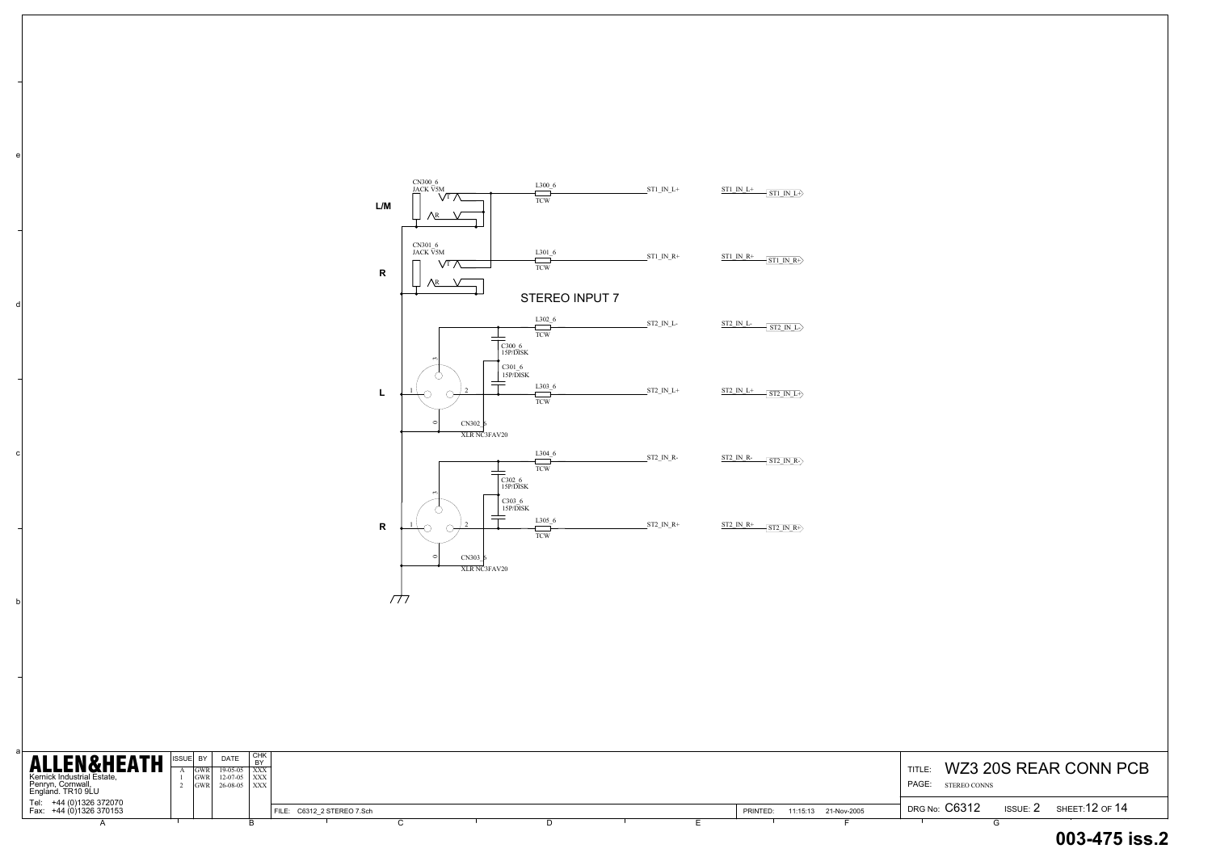STEREO INPUT 7

L/M

CN300_6
JACK V5M

T

R

L300_6
TCW

ST1_IN_L+

ST1_IN_L+

ST1_IN_L+

R

CN301_6
JACK V5M

T

R

L301_6
TCW

ST1_IN_R+

ST1_IN_R+

ST1_IN_R+

L302_6
TCW

ST2_IN_L-

ST2_IN_L-

ST2_IN_L-

C300_6
15P/DISK

C301_6
15P/DISK

L

1

2

3

0

L303_6
TCW

ST2_IN_L+

ST2_IN_L+

ST2_IN_L+

CN302_6
XLR NC3FAV20

L304_6
TCW

ST2_IN_R-

ST2_IN_R-

ST2_IN_R-

C302_6
15P/DISK

C303_6
15P/DISK

R

1

2

3

0

L305_6
TCW

ST2_IN_R+

ST2_IN_R+

ST2_IN_R+

CN303_6
XLR NC3FAV20

**ALLEN&HEATH**

Kernick Industrial Estate,
Penryn, Cornwall,
England. TR10 9LU

Tel: +44 (0)1326 372070
Fax: +44 (0)1326 370153

| ISSUE | BY | DATE | CHK BY |
|---|---|---|---|
| A | GWR | 19-05-05 | XXX |
| 1 | GWR | 12-07-05 | XXX |
| 2 | GWR | 26-08-05 | XXX |

FILE: C6312_2 STEREO 7.Sch

PRINTED: 11:15:13 21-Nov-2005

TITLE: WZ3 20S REAR CONN PCB

PAGE: STEREO CONNS

DRG No: C6312 ISSUE: 2 SHEET: 12 OF 14

**003-475 iss.2**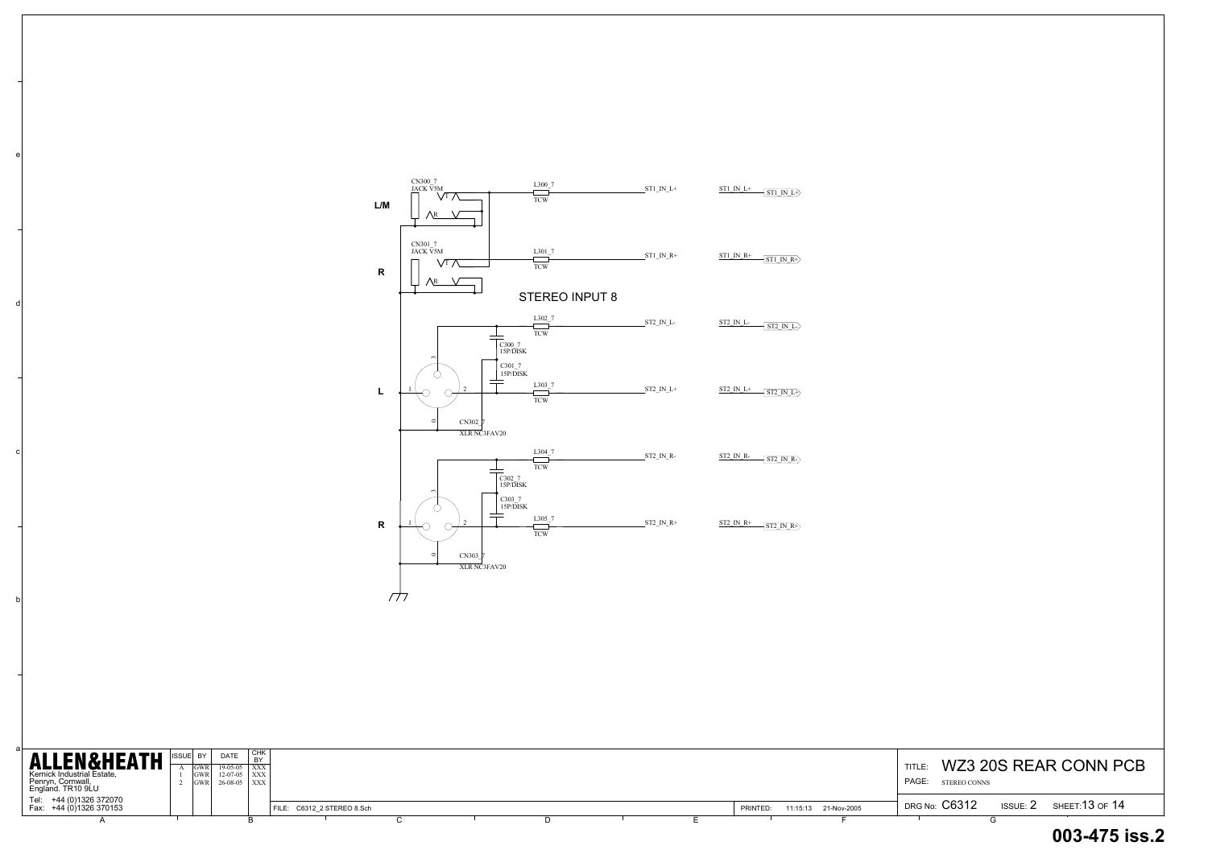STEREO INPUT 8

L/M

CN300_7
JACK V5M

R

CN301_7
JACK V5M

L300_7
TCW

ST1_IN_L+

ST1_IN_L+

ST1_IN_L+

L301_7
TCW

ST1_IN_R+

ST1_IN_R+

ST1_IN_R+

L

L302_7
TCW

ST2_IN_L-

ST2_IN_L-

ST2_IN_L-

C300_7
15P/DISK

C301_7
15P/DISK

L303_7
TCW

ST2_IN_L+

ST2_IN_L+

ST2_IN_L+

CN302_7
XLR NC3FAV20

R

L304_7
TCW

ST2_IN_R-

ST2_IN_R-

ST2_IN_R-

C302_7
15P/DISK

C303_7
15P/DISK

L305_7
TCW

ST2_IN_R+

ST2_IN_R+

ST2_IN_R+

CN303_7
XLR NC3FAV20

**ALLEN&HEATH**

Kernick Industrial Estate,
Penryn, Cornwall,
England. TR10 9LU

Tel: +44 (0)1326 372070
Fax: +44 (0)1326 370153

| ISSUE | BY | DATE | CHK BY |
|---|---|---|---|
| A | GWR | 19-05-05 | XXX |
| 1 | GWR | 12-07-05 | XXX |
| 2 | GWR | 26-08-05 | XXX |

FILE: C6312_2 STEREO 8.Sch

PRINTED: 11:15:13 21-Nov-2005

TITLE: WZ3 20S REAR CONN PCB

PAGE: STEREO CONNS

DRG No: C6312 ISSUE: 2 SHEET: 13 OF 14

**003-475 iss.2**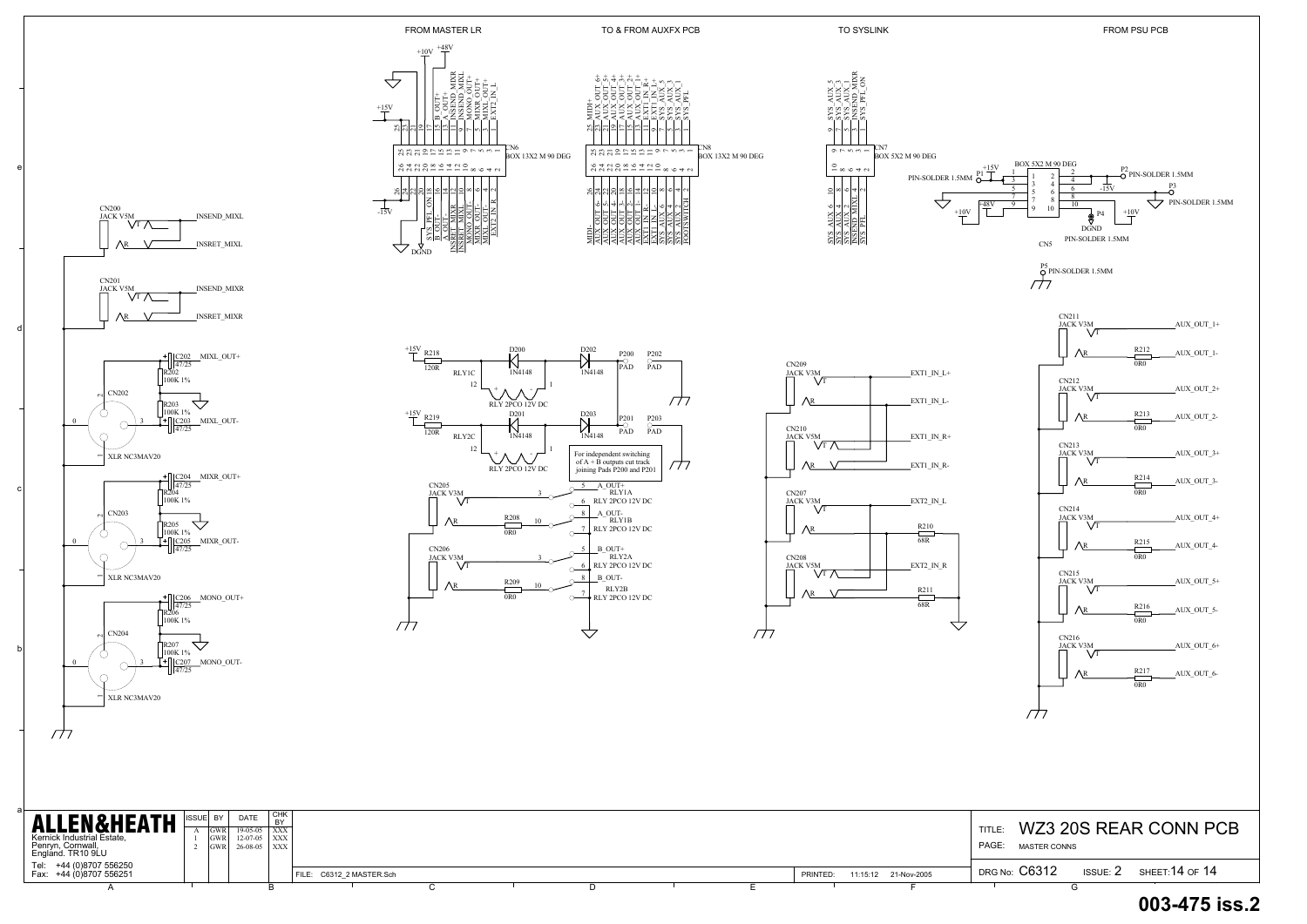FROM MASTER LR

TO & FROM AUXFX PCB

TO SYSLINK

FROM PSU PCB

For independent switching of A + B outputs cut track joining Pads P200 and P201

**ALLEN&HEATH**

Kernick Industrial Estate,
Penryn, Cornwall,
England. TR10 9LU

Tel: +44 (0)8707 556250
Fax: +44 (0)8707 556251

| ISSUE | BY | DATE | CHK BY |
|---|---|---|---|
| A | GWR | 19-05-05 | XXX |
| 1 | GWR | 12-07-05 | XXX |
| 2 | GWR | 26-08-05 | XXX |

FILE: C6312_2 MASTER.Sch

PRINTED: 11:15:12 21-Nov-2005

TITLE: WZ3 20S REAR CONN PCB

PAGE: MASTER CONNS

DRG No: C6312 ISSUE: 2 SHEET: 14 OF 14

**003-475 iss.2**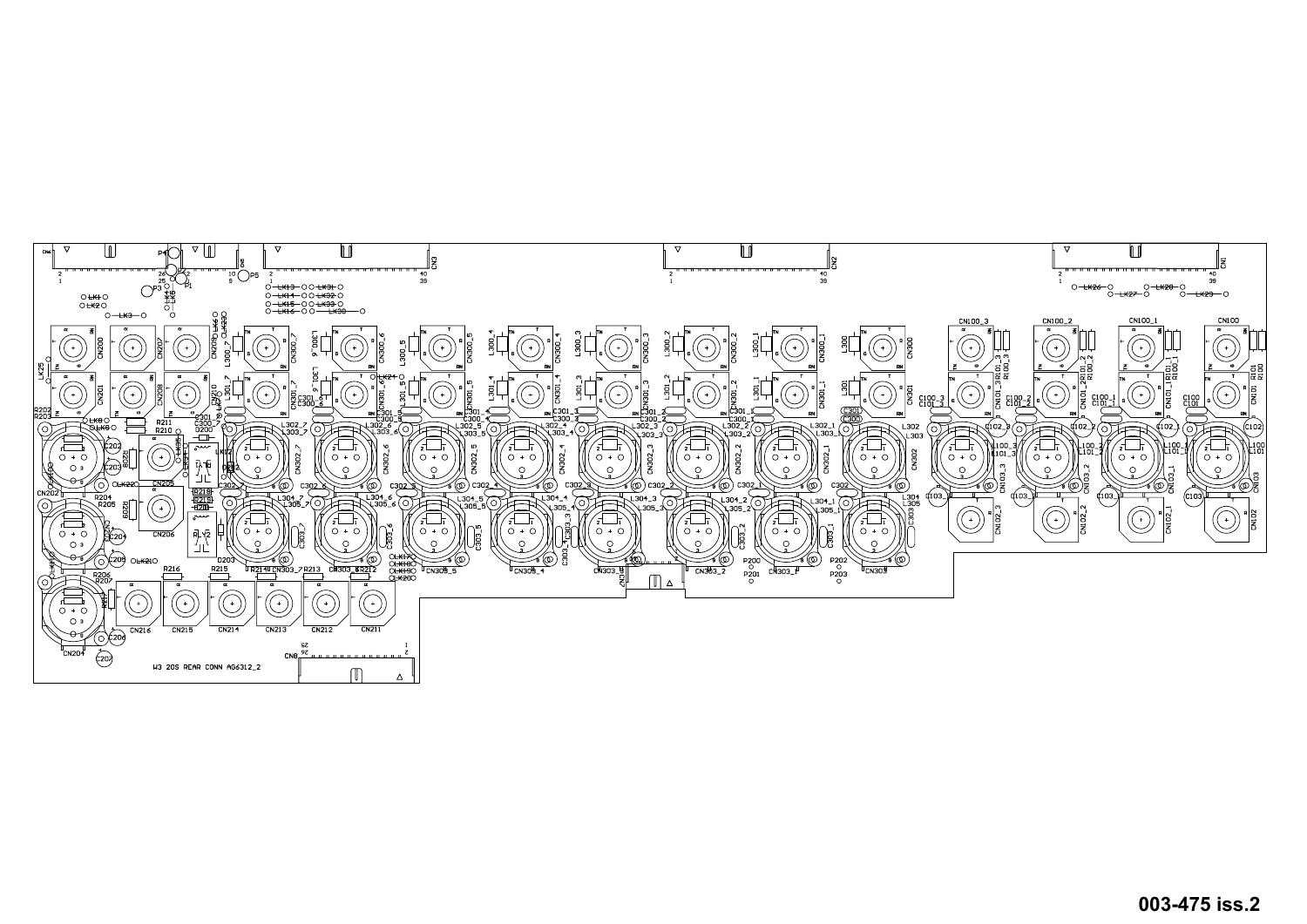W3 20S REAR CONN AG6312_2

003-475 iss.2